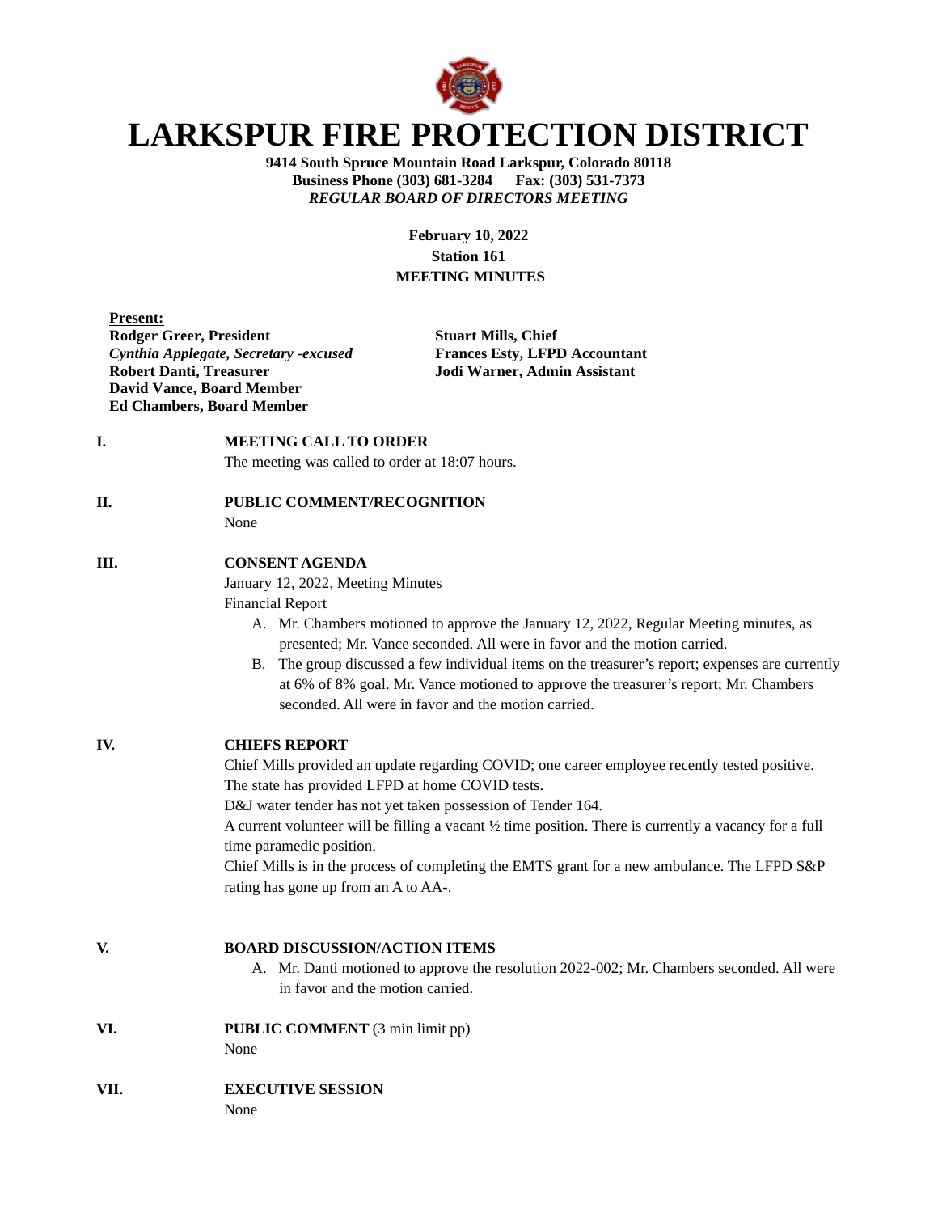# LARKSPUR FIRE PROTECTION DISTRICT

**9414 South Spruce Mountain Road Larkspur, Colorado 80118**
**Business Phone (303) 681-3284 Fax: (303) 531-7373**
***REGULAR BOARD OF DIRECTORS MEETING***

**February 10, 2022**
**Station 161**
**MEETING MINUTES**

**Present:**

**Rodger Greer, President**
***Cynthia Applegate, Secretary -excused***
**Robert Danti, Treasurer**
**David Vance, Board Member**
**Ed Chambers, Board Member**

**Stuart Mills, Chief**
**Frances Esty, LFPD Accountant**
**Jodi Warner, Admin Assistant**

**I. MEETING CALL TO ORDER**

The meeting was called to order at 18:07 hours.

**II. PUBLIC COMMENT/RECOGNITION**

None

**III. CONSENT AGENDA**

January 12, 2022, Meeting Minutes
Financial Report

A. Mr. Chambers motioned to approve the January 12, 2022, Regular Meeting minutes, as presented; Mr. Vance seconded. All were in favor and the motion carried.
B. The group discussed a few individual items on the treasurer's report; expenses are currently at 6% of 8% goal. Mr. Vance motioned to approve the treasurer's report; Mr. Chambers seconded. All were in favor and the motion carried.

**IV. CHIEFS REPORT**

Chief Mills provided an update regarding COVID; one career employee recently tested positive. The state has provided LFPD at home COVID tests.
D&J water tender has not yet taken possession of Tender 164.
A current volunteer will be filling a vacant ½ time position. There is currently a vacancy for a full time paramedic position.
Chief Mills is in the process of completing the EMTS grant for a new ambulance. The LFPD S&P rating has gone up from an A to AA-.

**V. BOARD DISCUSSION/ACTION ITEMS**

A. Mr. Danti motioned to approve the resolution 2022-002; Mr. Chambers seconded. All were in favor and the motion carried.

**VI. PUBLIC COMMENT** (3 min limit pp)

None

**VII. EXECUTIVE SESSION**

None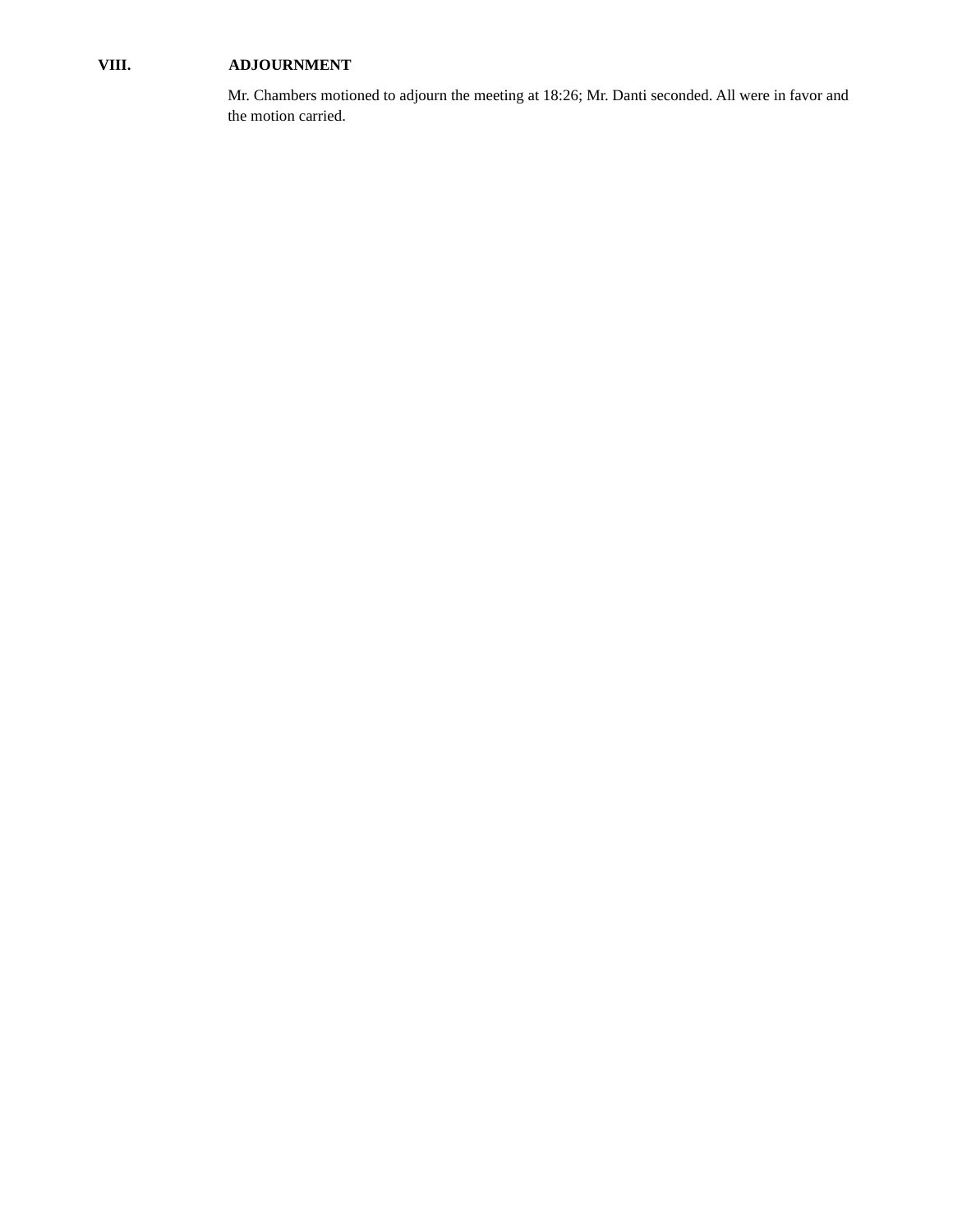## VIII. ADJOURNMENT

Mr. Chambers motioned to adjourn the meeting at 18:26; Mr. Danti seconded. All were in favor and the motion carried.